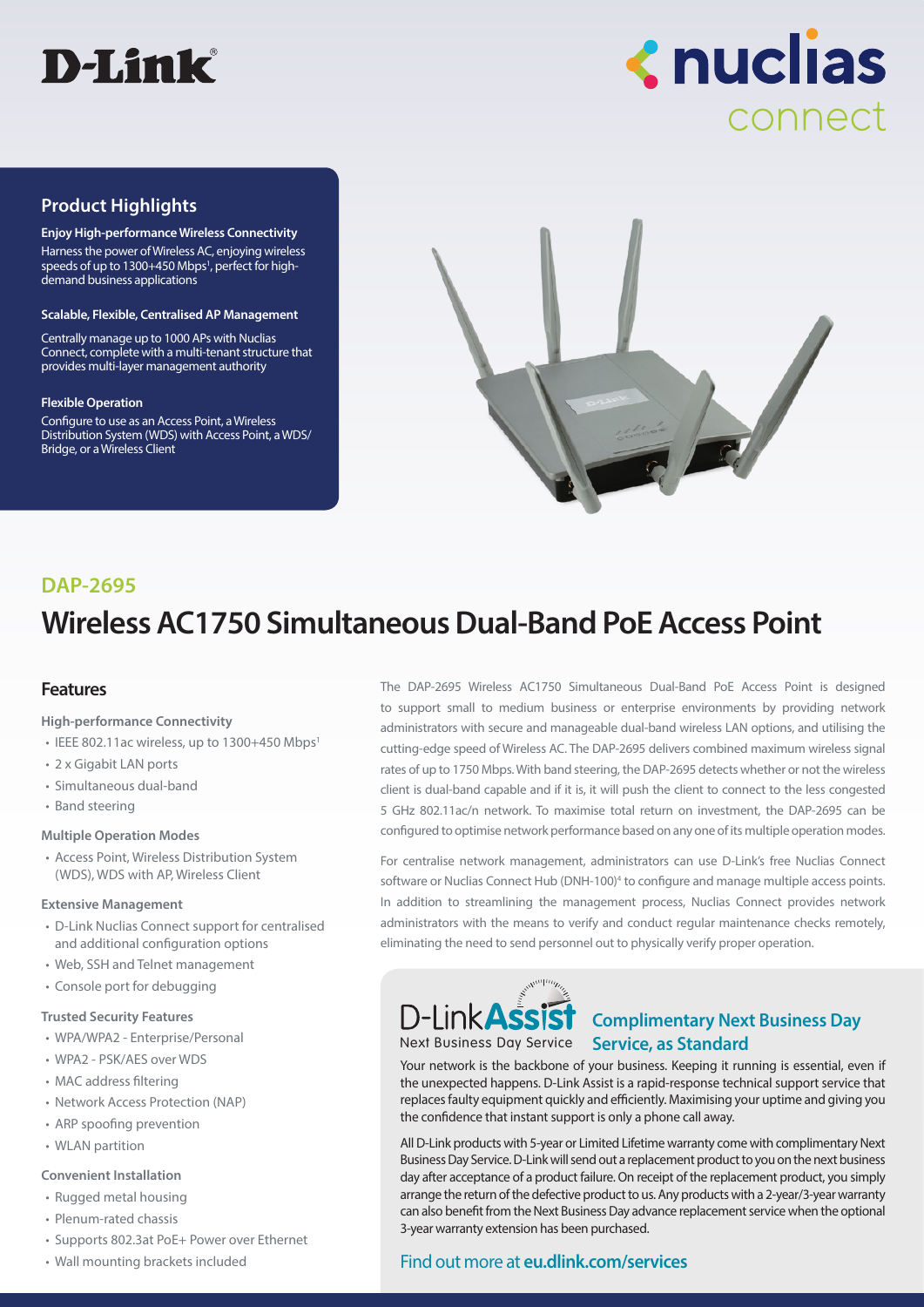D-Link

nuclias connect

## Product Highlights

**Enjoy High-performance Wireless Connectivity**

Harness the power of Wireless AC, enjoying wireless speeds of up to 1300+450 Mbps[1], perfect for high-demand business applications

**Scalable, Flexible, Centralised AP Management**

Centrally manage up to 1000 APs with Nuclias Connect, complete with a multi-tenant structure that provides multi-layer management authority

**Flexible Operation**

Configure to use as an Access Point, a Wireless Distribution System (WDS) with Access Point, a WDS/ Bridge, or a Wireless Client

## DAP-2695

# Wireless AC1750 Simultaneous Dual-Band PoE Access Point

## Features

**High-performance Connectivity**

- IEEE 802.11ac wireless, up to 1300+450 Mbps[1]
- 2 x Gigabit LAN ports
- Simultaneous dual-band
- Band steering

**Multiple Operation Modes**

- Access Point, Wireless Distribution System (WDS), WDS with AP, Wireless Client

**Extensive Management**

- D-Link Nuclias Connect support for centralised and additional configuration options
- Web, SSH and Telnet management
- Console port for debugging

**Trusted Security Features**

- WPA/WPA2 - Enterprise/Personal
- WPA2 - PSK/AES over WDS
- MAC address filtering
- Network Access Protection (NAP)
- ARP spoofing prevention
- WLAN partition

**Convenient Installation**

- Rugged metal housing
- Plenum-rated chassis
- Supports 802.3at PoE+ Power over Ethernet
- Wall mounting brackets included

The DAP-2695 Wireless AC1750 Simultaneous Dual-Band PoE Access Point is designed to support small to medium business or enterprise environments by providing network administrators with secure and manageable dual-band wireless LAN options, and utilising the cutting-edge speed of Wireless AC. The DAP-2695 delivers combined maximum wireless signal rates of up to 1750 Mbps. With band steering, the DAP-2695 detects whether or not the wireless client is dual-band capable and if it is, it will push the client to connect to the less congested 5 GHz 802.11ac/n network. To maximise total return on investment, the DAP-2695 can be configured to optimise network performance based on any one of its multiple operation modes.

For centralise network management, administrators can use D-Link's free Nuclias Connect software or Nuclias Connect Hub (DNH-100)[4] to configure and manage multiple access points. In addition to streamlining the management process, Nuclias Connect provides network administrators with the means to verify and conduct regular maintenance checks remotely, eliminating the need to send personnel out to physically verify proper operation.

D-Link Assist
Next Business Day Service

### Complimentary Next Business Day Service, as Standard

Your network is the backbone of your business. Keeping it running is essential, even if the unexpected happens. D-Link Assist is a rapid-response technical support service that replaces faulty equipment quickly and efficiently. Maximising your uptime and giving you the confidence that instant support is only a phone call away.

All D-Link products with 5-year or Limited Lifetime warranty come with complimentary Next Business Day Service. D-Link will send out a replacement product to you on the next business day after acceptance of a product failure. On receipt of the replacement product, you simply arrange the return of the defective product to us. Any products with a 2-year/3-year warranty can also benefit from the Next Business Day advance replacement service when the optional 3-year warranty extension has been purchased.

Find out more at **eu.dlink.com/services**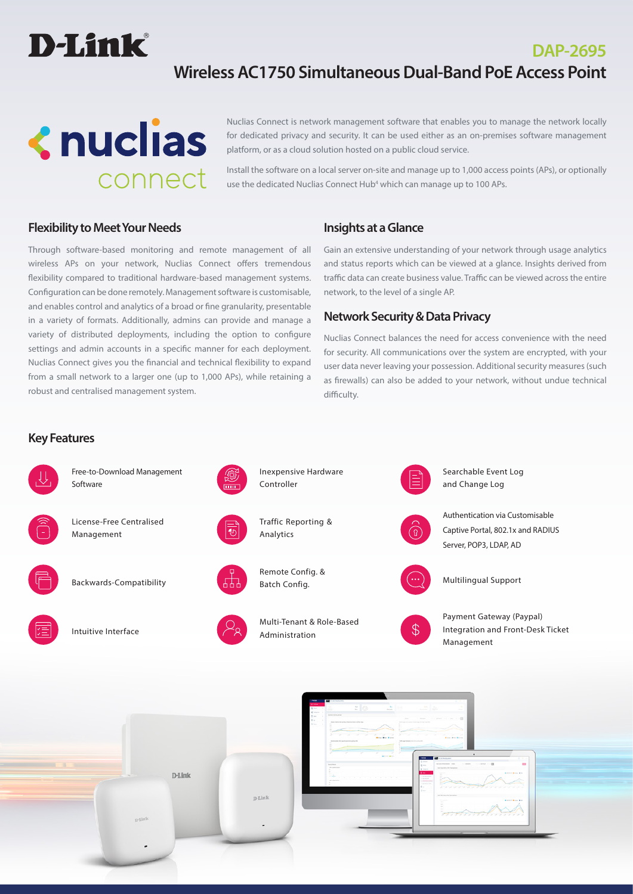# DAP-2695

## Wireless AC1750 Simultaneous Dual-Band PoE Access Point

Nuclias Connect is network management software that enables you to manage the network locally for dedicated privacy and security. It can be used either as an on-premises software management platform, or as a cloud solution hosted on a public cloud service.

Install the software on a local server on-site and manage up to 1,000 access points (APs), or optionally use the dedicated Nuclias Connect Hub[4] which can manage up to 100 APs.

### Flexibility to Meet Your Needs

Through software-based monitoring and remote management of all wireless APs on your network, Nuclias Connect offers tremendous flexibility compared to traditional hardware-based management systems. Configuration can be done remotely. Management software is customisable, and enables control and analytics of a broad or fine granularity, presentable in a variety of formats. Additionally, admins can provide and manage a variety of distributed deployments, including the option to configure settings and admin accounts in a specific manner for each deployment. Nuclias Connect gives you the financial and technical flexibility to expand from a small network to a larger one (up to 1,000 APs), while retaining a robust and centralised management system.

### Insights at a Glance

Gain an extensive understanding of your network through usage analytics and status reports which can be viewed at a glance. Insights derived from traffic data can create business value. Traffic can be viewed across the entire network, to the level of a single AP.

### Network Security & Data Privacy

Nuclias Connect balances the need for access convenience with the need for security. All communications over the system are encrypted, with your user data never leaving your possession. Additional security measures (such as firewalls) can also be added to your network, without undue technical difficulty.

### Key Features

- Free-to-Download Management Software
- License-Free Centralised Management
- Backwards-Compatibility
- Intuitive Interface
- Inexpensive Hardware Controller
- Traffic Reporting & Analytics
- Remote Config. & Batch Config.
- Multi-Tenant & Role-Based Administration
- Searchable Event Log and Change Log
- Authentication via Customisable Captive Portal, 802.1x and RADIUS Server, POP3, LDAP, AD
- Multilingual Support
- Payment Gateway (Paypal) Integration and Front-Desk Ticket Management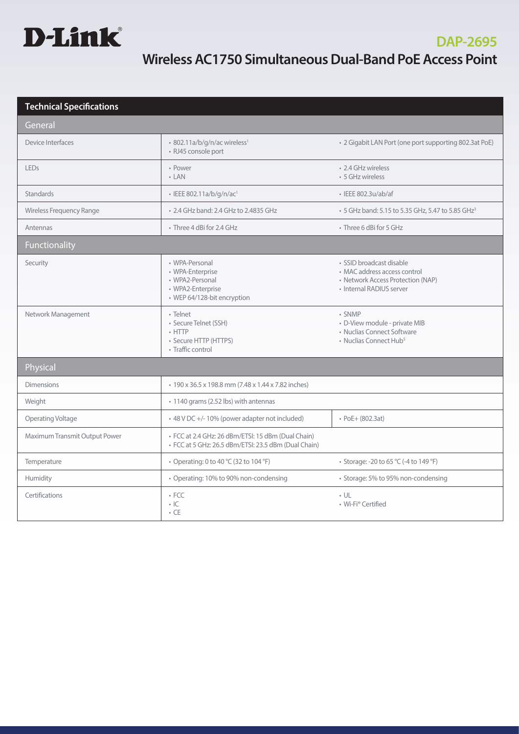# D-Link

## DAP-2695

## Wireless AC1750 Simultaneous Dual-Band PoE Access Point

| Technical Specifications | | |
|---|---|---|
| **General** | | |
| Device Interfaces | • 802.11a/b/g/n/ac wireless[1]<br>• RJ45 console port | • 2 Gigabit LAN Port (one port supporting 802.3at PoE) |
| LEDs | • Power<br>• LAN | • 2.4 GHz wireless<br>• 5 GHz wireless |
| Standards | • IEEE 802.11a/b/g/n/ac[1] | • IEEE 802.3u/ab/af |
| Wireless Frequency Range | • 2.4 GHz band: 2.4 GHz to 2.4835 GHz | • 5 GHz band: 5.15 to 5.35 GHz, 5.47 to 5.85 GHz[3] |
| Antennas | • Three 4 dBi for 2.4 GHz | • Three 6 dBi for 5 GHz |
| **Functionality** | | |
| Security | • WPA-Personal<br>• WPA-Enterprise<br>• WPA2-Personal<br>• WPA2-Enterprise<br>• WEP 64/128-bit encryption | • SSID broadcast disable<br>• MAC address access control<br>• Network Access Protection (NAP)<br>• Internal RADIUS server |
| Network Management | • Telnet<br>• Secure Telnet (SSH)<br>• HTTP<br>• Secure HTTP (HTTPS)<br>• Traffic control | • SNMP<br>• D-View module - private MIB<br>• Nuclias Connect Software<br>• Nuclias Connect Hub[5] |
| **Physical** | | |
| Dimensions | • 190 x 36.5 x 198.8 mm (7.48 x 1.44 x 7.82 inches) | |
| Weight | • 1140 grams (2.52 lbs) with antennas | |
| Operating Voltage | • 48 V DC +/- 10% (power adapter not included) | • PoE+ (802.3at) |
| Maximum Transmit Output Power | • FCC at 2.4 GHz: 26 dBm/ETSI: 15 dBm (Dual Chain)<br>• FCC at 5 GHz: 26.5 dBm/ETSI: 23.5 dBm (Dual Chain) | |
| Temperature | • Operating: 0 to 40 °C (32 to 104 °F) | • Storage: -20 to 65 °C (-4 to 149 °F) |
| Humidity | • Operating: 10% to 90% non-condensing | • Storage: 5% to 95% non-condensing |
| Certifications | • FCC<br>• IC<br>• CE | • UL<br>• Wi-Fi® Certified |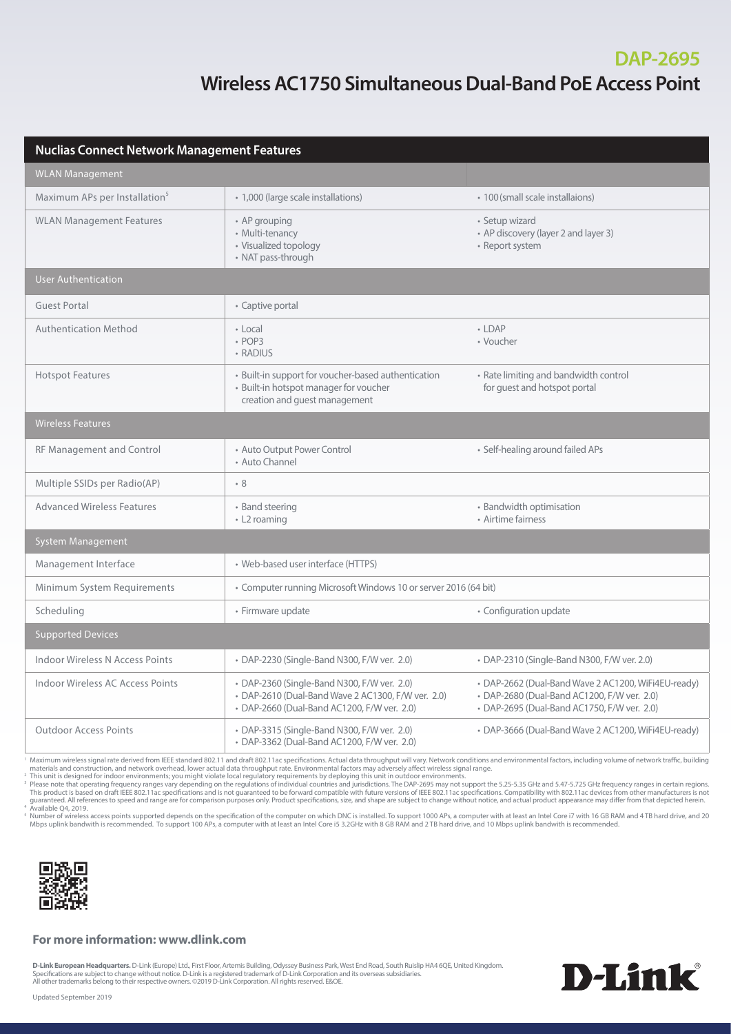# DAP-2695

## Wireless AC1750 Simultaneous Dual-Band PoE Access Point

| Nuclias Connect Network Management Features | | |
|---|---|---|
| **WLAN Management** | | |
| Maximum APs per Installation[5] | • 1,000 (large scale installations) | • 100 (small scale installaions) |
| WLAN Management Features | • AP grouping<br>• Multi-tenancy<br>• Visualized topology<br>• NAT pass-through | • Setup wizard<br>• AP discovery (layer 2 and layer 3)<br>• Report system |
| **User Authentication** | | |
| Guest Portal | • Captive portal | |
| Authentication Method | • Local<br>• POP3<br>• RADIUS | • LDAP<br>• Voucher |
| Hotspot Features | • Built-in support for voucher-based authentication<br>• Built-in hotspot manager for voucher creation and guest management | • Rate limiting and bandwidth control for guest and hotspot portal |
| **Wireless Features** | | |
| RF Management and Control | • Auto Output Power Control<br>• Auto Channel | • Self-healing around failed APs |
| Multiple SSIDs per Radio(AP) | • 8 | |
| Advanced Wireless Features | • Band steering<br>• L2 roaming | • Bandwidth optimisation<br>• Airtime fairness |
| **System Management** | | |
| Management Interface | • Web-based user interface (HTTPS) | |
| Minimum System Requirements | • Computer running Microsoft Windows 10 or server 2016 (64 bit) | |
| Scheduling | • Firmware update | • Configuration update |
| **Supported Devices** | | |
| Indoor Wireless N Access Points | • DAP-2230 (Single-Band N300, F/W ver. 2.0) | • DAP-2310 (Single-Band N300, F/W ver. 2.0) |
| Indoor Wireless AC Access Points | • DAP-2360 (Single-Band N300, F/W ver. 2.0)<br>• DAP-2610 (Dual-Band Wave 2 AC1300, F/W ver. 2.0)<br>• DAP-2660 (Dual-Band AC1200, F/W ver. 2.0) | • DAP-2662 (Dual-Band Wave 2 AC1200, WiFi4EU-ready)<br>• DAP-2680 (Dual-Band AC1200, F/W ver. 2.0)<br>• DAP-2695 (Dual-Band AC1750, F/W ver. 2.0) |
| Outdoor Access Points | • DAP-3315 (Single-Band N300, F/W ver. 2.0)<br>• DAP-3362 (Dual-Band AC1200, F/W ver. 2.0) | • DAP-3666 (Dual-Band Wave 2 AC1200, WiFi4EU-ready) |

[1] Maximum wireless signal rate derived from IEEE standard 802.11 and draft 802.11ac specifications. Actual data throughput will vary. Network conditions and environmental factors, including volume of network traffic, building materials and construction, and network overhead, lower actual data throughput rate. Environmental factors may adversely affect wireless signal range.
[2] This unit is designed for indoor environments; you might violate local regulatory requirements by deploying this unit in outdoor environments.
[3] Please note that operating frequency ranges vary depending on the regulations of individual countries and jurisdictions. The DAP-2695 may not support the 5.25-5.35 GHz and 5.47-5.725 GHz frequency ranges in certain regions. This product is based on draft IEEE 802.11ac specifications and is not guaranteed to be forward compatible with future versions of IEEE 802.11ac specifications. Compatibility with 802.11ac devices from other manufacturers is not guaranteed. All references to speed and range are for comparison purposes only. Product specifications, size, and shape are subject to change without notice, and actual product appearance may differ from that depicted herein.
[4] Available Q4, 2019.
[5] Number of wireless access points supported depends on the specification of the computer on which DNC is installed. To support 1000 APs, a computer with at least an Intel Core i7 with 16 GB RAM and 4 TB hard drive, and 20 Mbps uplink bandwidth is recommended. To support 100 APs, a computer with at least an Intel Core i5 3.2GHz with 8 GB RAM and 2 TB hard drive, and 10 Mbps uplink bandwidth is recommended.

**For more information: www.dlink.com**

**D-Link European Headquarters.** D-Link (Europe) Ltd., First Floor, Artemis Building, Odyssey Business Park, West End Road, South Ruislip HA4 6QE, United Kingdom. Specifications are subject to change without notice. D-Link is a registered trademark of D-Link Corporation and its overseas subsidiaries. All other trademarks belong to their respective owners. ©2019 D-Link Corporation. All rights reserved. E&OE.

D-Link®

Updated September 2019